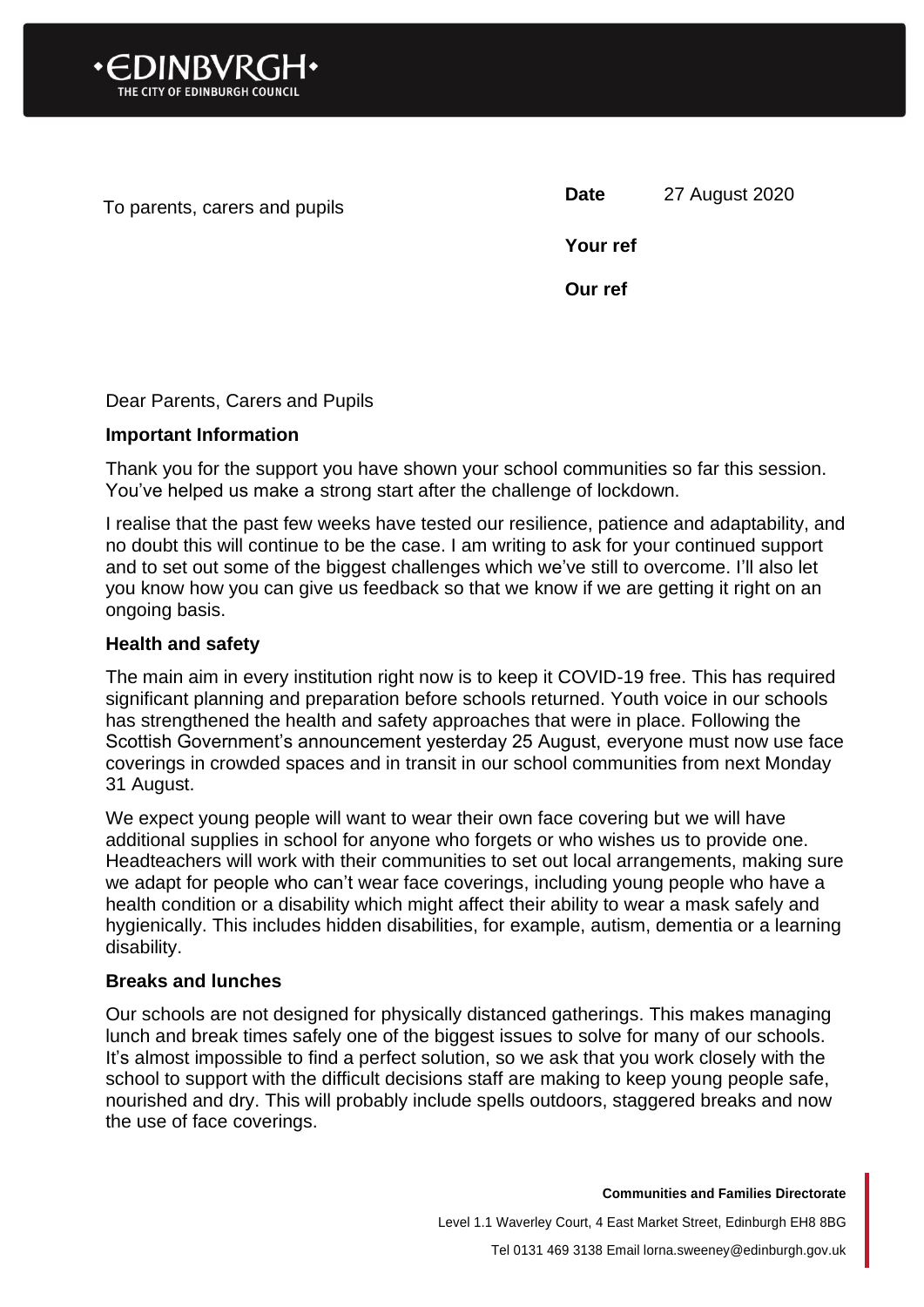•EDINBVRGH•
THE CITY OF EDINBURGH COUNCIL

To parents, carers and pupils

**Date** 27 August 2020

**Your ref**

**Our ref**

Dear Parents, Carers and Pupils

**Important Information**

Thank you for the support you have shown your school communities so far this session. You've helped us make a strong start after the challenge of lockdown.

I realise that the past few weeks have tested our resilience, patience and adaptability, and no doubt this will continue to be the case. I am writing to ask for your continued support and to set out some of the biggest challenges which we've still to overcome. I'll also let you know how you can give us feedback so that we know if we are getting it right on an ongoing basis.

**Health and safety**

The main aim in every institution right now is to keep it COVID-19 free. This has required significant planning and preparation before schools returned. Youth voice in our schools has strengthened the health and safety approaches that were in place. Following the Scottish Government's announcement yesterday 25 August, everyone must now use face coverings in crowded spaces and in transit in our school communities from next Monday 31 August.

We expect young people will want to wear their own face covering but we will have additional supplies in school for anyone who forgets or who wishes us to provide one. Headteachers will work with their communities to set out local arrangements, making sure we adapt for people who can't wear face coverings, including young people who have a health condition or a disability which might affect their ability to wear a mask safely and hygienically. This includes hidden disabilities, for example, autism, dementia or a learning disability.

**Breaks and lunches**

Our schools are not designed for physically distanced gatherings. This makes managing lunch and break times safely one of the biggest issues to solve for many of our schools. It's almost impossible to find a perfect solution, so we ask that you work closely with the school to support with the difficult decisions staff are making to keep young people safe, nourished and dry. This will probably include spells outdoors, staggered breaks and now the use of face coverings.

**Communities and Families Directorate**

Level 1.1 Waverley Court, 4 East Market Street, Edinburgh EH8 8BG

Tel 0131 469 3138 Email lorna.sweeney@edinburgh.gov.uk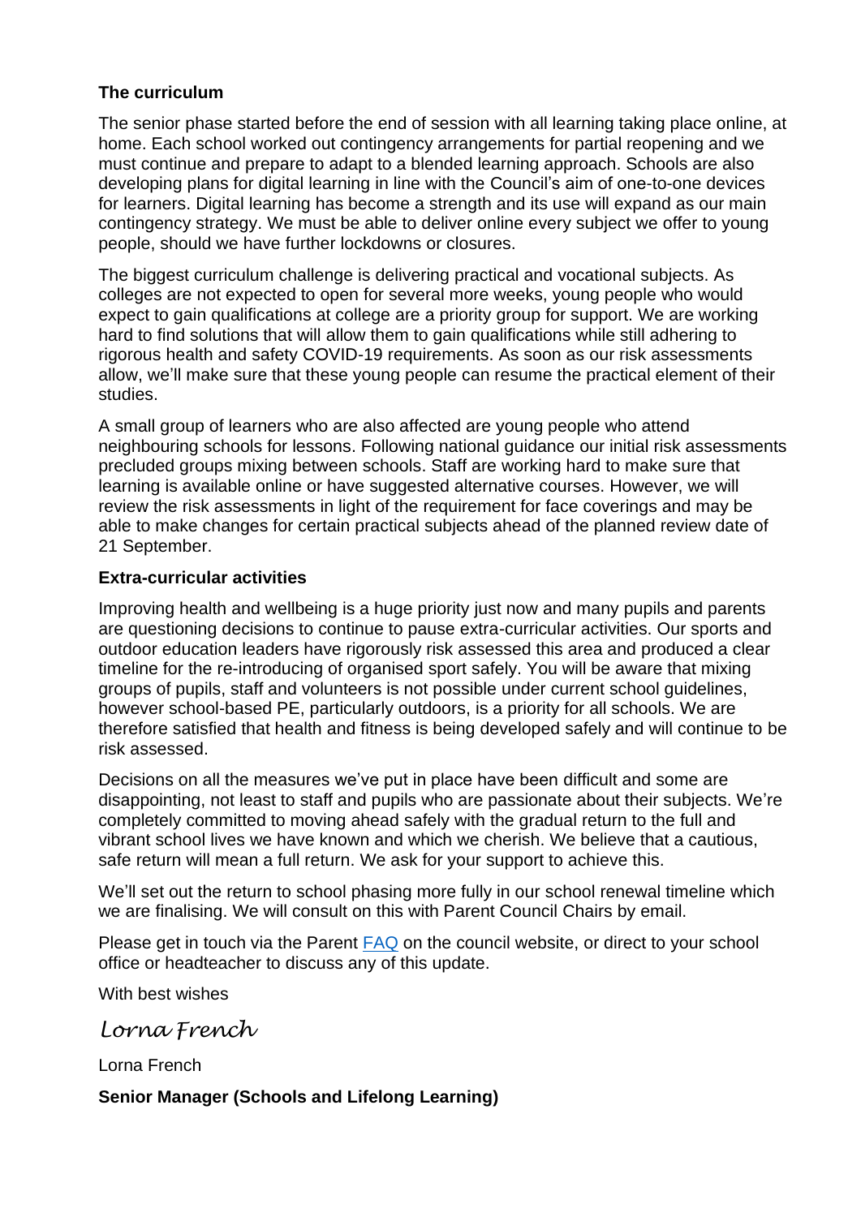**The curriculum**

The senior phase started before the end of session with all learning taking place online, at home. Each school worked out contingency arrangements for partial reopening and we must continue and prepare to adapt to a blended learning approach. Schools are also developing plans for digital learning in line with the Council's aim of one-to-one devices for learners. Digital learning has become a strength and its use will expand as our main contingency strategy. We must be able to deliver online every subject we offer to young people, should we have further lockdowns or closures.

The biggest curriculum challenge is delivering practical and vocational subjects. As colleges are not expected to open for several more weeks, young people who would expect to gain qualifications at college are a priority group for support. We are working hard to find solutions that will allow them to gain qualifications while still adhering to rigorous health and safety COVID-19 requirements. As soon as our risk assessments allow, we'll make sure that these young people can resume the practical element of their studies.

A small group of learners who are also affected are young people who attend neighbouring schools for lessons. Following national guidance our initial risk assessments precluded groups mixing between schools. Staff are working hard to make sure that learning is available online or have suggested alternative courses. However, we will review the risk assessments in light of the requirement for face coverings and may be able to make changes for certain practical subjects ahead of the planned review date of 21 September.

**Extra-curricular activities**

Improving health and wellbeing is a huge priority just now and many pupils and parents are questioning decisions to continue to pause extra-curricular activities. Our sports and outdoor education leaders have rigorously risk assessed this area and produced a clear timeline for the re-introducing of organised sport safely. You will be aware that mixing groups of pupils, staff and volunteers is not possible under current school guidelines, however school-based PE, particularly outdoors, is a priority for all schools. We are therefore satisfied that health and fitness is being developed safely and will continue to be risk assessed.

Decisions on all the measures we've put in place have been difficult and some are disappointing, not least to staff and pupils who are passionate about their subjects. We're completely committed to moving ahead safely with the gradual return to the full and vibrant school lives we have known and which we cherish. We believe that a cautious, safe return will mean a full return. We ask for your support to achieve this.

We'll set out the return to school phasing more fully in our school renewal timeline which we are finalising. We will consult on this with Parent Council Chairs by email.

Please get in touch via the Parent FAQ on the council website, or direct to your school office or headteacher to discuss any of this update.

With best wishes

*Lorna French*

Lorna French

**Senior Manager (Schools and Lifelong Learning)**